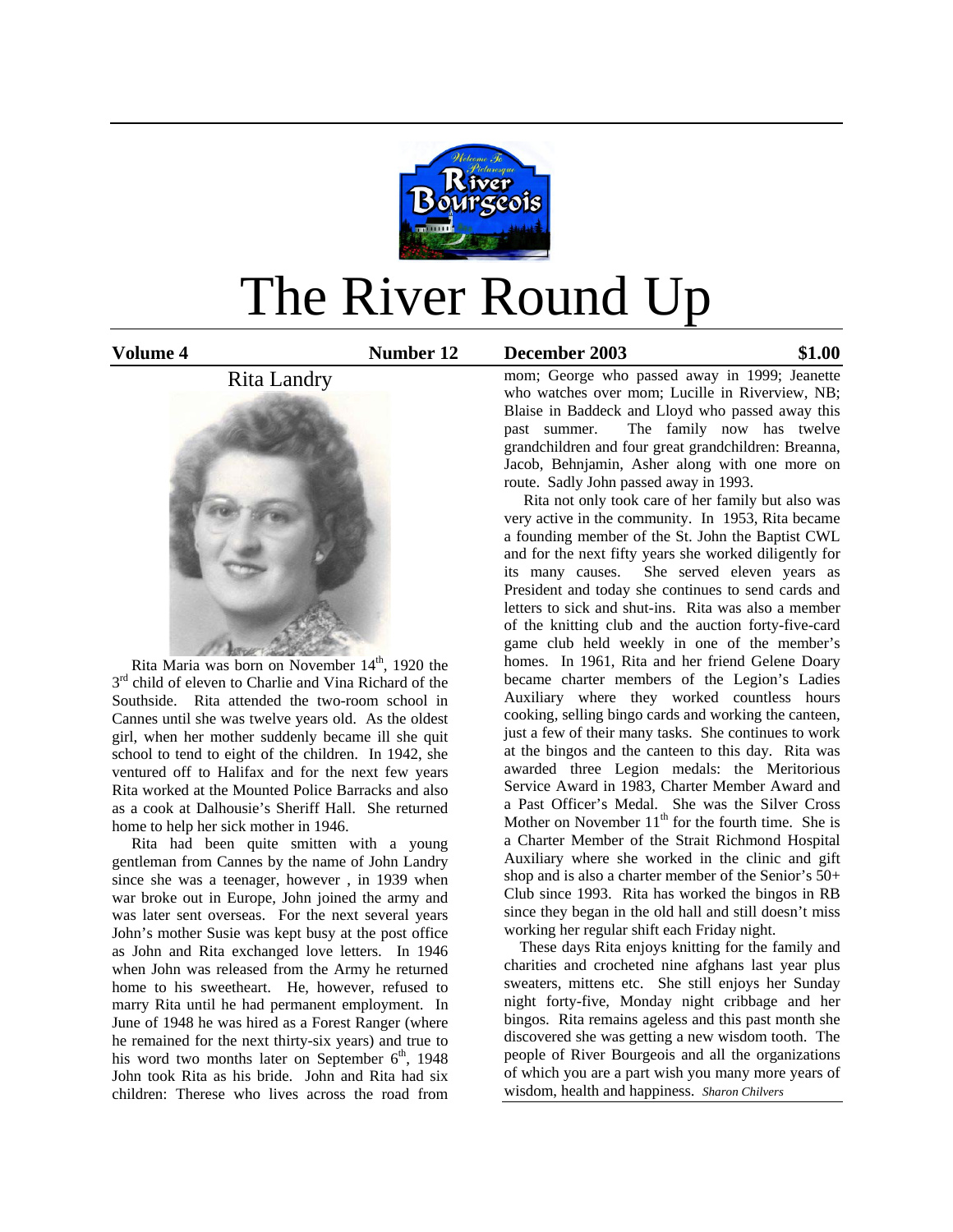# The River Round Up

**Volume 4** **Number 12** **December 2003** **$1.00**

## Rita Landry

Rita Maria was born on November 14th, 1920 the 3rd child of eleven to Charlie and Vina Richard of the Southside. Rita attended the two-room school in Cannes until she was twelve years old. As the oldest girl, when her mother suddenly became ill she quit school to tend to eight of the children. In 1942, she ventured off to Halifax and for the next few years Rita worked at the Mounted Police Barracks and also as a cook at Dalhousie's Sheriff Hall. She returned home to help her sick mother in 1946.

Rita had been quite smitten with a young gentleman from Cannes by the name of John Landry since she was a teenager, however , in 1939 when war broke out in Europe, John joined the army and was later sent overseas. For the next several years John's mother Susie was kept busy at the post office as John and Rita exchanged love letters. In 1946 when John was released from the Army he returned home to his sweetheart. He, however, refused to marry Rita until he had permanent employment. In June of 1948 he was hired as a Forest Ranger (where he remained for the next thirty-six years) and true to his word two months later on September 6th, 1948 John took Rita as his bride. John and Rita had six children: Therese who lives across the road from mom; George who passed away in 1999; Jeanette who watches over mom; Lucille in Riverview, NB; Blaise in Baddeck and Lloyd who passed away this past summer. The family now has twelve grandchildren and four great grandchildren: Breanna, Jacob, Behnjamin, Asher along with one more on route. Sadly John passed away in 1993.

Rita not only took care of her family but also was very active in the community. In 1953, Rita became a founding member of the St. John the Baptist CWL and for the next fifty years she worked diligently for its many causes. She served eleven years as President and today she continues to send cards and letters to sick and shut-ins. Rita was also a member of the knitting club and the auction forty-five-card game club held weekly in one of the member's homes. In 1961, Rita and her friend Gelene Doary became charter members of the Legion's Ladies Auxiliary where they worked countless hours cooking, selling bingo cards and working the canteen, just a few of their many tasks. She continues to work at the bingos and the canteen to this day. Rita was awarded three Legion medals: the Meritorious Service Award in 1983, Charter Member Award and a Past Officer's Medal. She was the Silver Cross Mother on November 11th for the fourth time. She is a Charter Member of the Strait Richmond Hospital Auxiliary where she worked in the clinic and gift shop and is also a charter member of the Senior's 50+ Club since 1993. Rita has worked the bingos in RB since they began in the old hall and still doesn't miss working her regular shift each Friday night.

These days Rita enjoys knitting for the family and charities and crocheted nine afghans last year plus sweaters, mittens etc. She still enjoys her Sunday night forty-five, Monday night cribbage and her bingos. Rita remains ageless and this past month she discovered she was getting a new wisdom tooth. The people of River Bourgeois and all the organizations of which you are a part wish you many more years of wisdom, health and happiness. *Sharon Chilvers*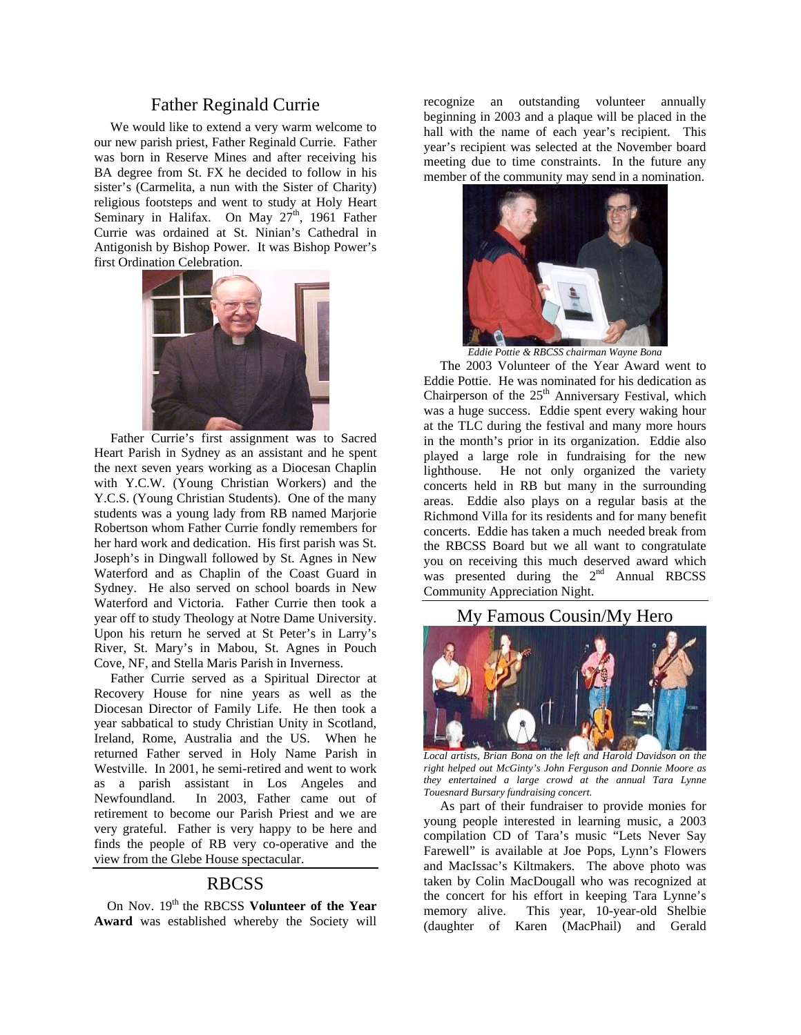## Father Reginald Currie

We would like to extend a very warm welcome to our new parish priest, Father Reginald Currie. Father was born in Reserve Mines and after receiving his BA degree from St. FX he decided to follow in his sister's (Carmelita, a nun with the Sister of Charity) religious footsteps and went to study at Holy Heart Seminary in Halifax. On May 27th, 1961 Father Currie was ordained at St. Ninian's Cathedral in Antigonish by Bishop Power. It was Bishop Power's first Ordination Celebration.

Father Currie's first assignment was to Sacred Heart Parish in Sydney as an assistant and he spent the next seven years working as a Diocesan Chaplin with Y.C.W. (Young Christian Workers) and the Y.C.S. (Young Christian Students). One of the many students was a young lady from RB named Marjorie Robertson whom Father Currie fondly remembers for her hard work and dedication. His first parish was St. Joseph's in Dingwall followed by St. Agnes in New Waterford and as Chaplin of the Coast Guard in Sydney. He also served on school boards in New Waterford and Victoria. Father Currie then took a year off to study Theology at Notre Dame University. Upon his return he served at St Peter's in Larry's River, St. Mary's in Mabou, St. Agnes in Pouch Cove, NF, and Stella Maris Parish in Inverness.

Father Currie served as a Spiritual Director at Recovery House for nine years as well as the Diocesan Director of Family Life. He then took a year sabbatical to study Christian Unity in Scotland, Ireland, Rome, Australia and the US. When he returned Father served in Holy Name Parish in Westville. In 2001, he semi-retired and went to work as a parish assistant in Los Angeles and Newfoundland. In 2003, Father came out of retirement to become our Parish Priest and we are very grateful. Father is very happy to be here and finds the people of RB very co-operative and the view from the Glebe House spectacular.

## RBCSS

On Nov. 19th the RBCSS **Volunteer of the Year Award** was established whereby the Society will recognize an outstanding volunteer annually beginning in 2003 and a plaque will be placed in the hall with the name of each year's recipient. This year's recipient was selected at the November board meeting due to time constraints. In the future any member of the community may send in a nomination.

*Eddie Pottie & RBCSS chairman Wayne Bona*

The 2003 Volunteer of the Year Award went to Eddie Pottie. He was nominated for his dedication as Chairperson of the 25th Anniversary Festival, which was a huge success. Eddie spent every waking hour at the TLC during the festival and many more hours in the month's prior in its organization. Eddie also played a large role in fundraising for the new lighthouse. He not only organized the variety concerts held in RB but many in the surrounding areas. Eddie also plays on a regular basis at the Richmond Villa for its residents and for many benefit concerts. Eddie has taken a much needed break from the RBCSS Board but we all want to congratulate you on receiving this much deserved award which was presented during the 2nd Annual RBCSS Community Appreciation Night.

## My Famous Cousin/My Hero

*Local artists, Brian Bona on the left and Harold Davidson on the right helped out McGinty's John Ferguson and Donnie Moore as they entertained a large crowd at the annual Tara Lynne Touesnard Bursary fundraising concert.*

As part of their fundraiser to provide monies for young people interested in learning music, a 2003 compilation CD of Tara's music "Lets Never Say Farewell" is available at Joe Pops, Lynn's Flowers and MacIssac's Kiltmakers. The above photo was taken by Colin MacDougall who was recognized at the concert for his effort in keeping Tara Lynne's memory alive. This year, 10-year-old Shelbie (daughter of Karen (MacPhail) and Gerald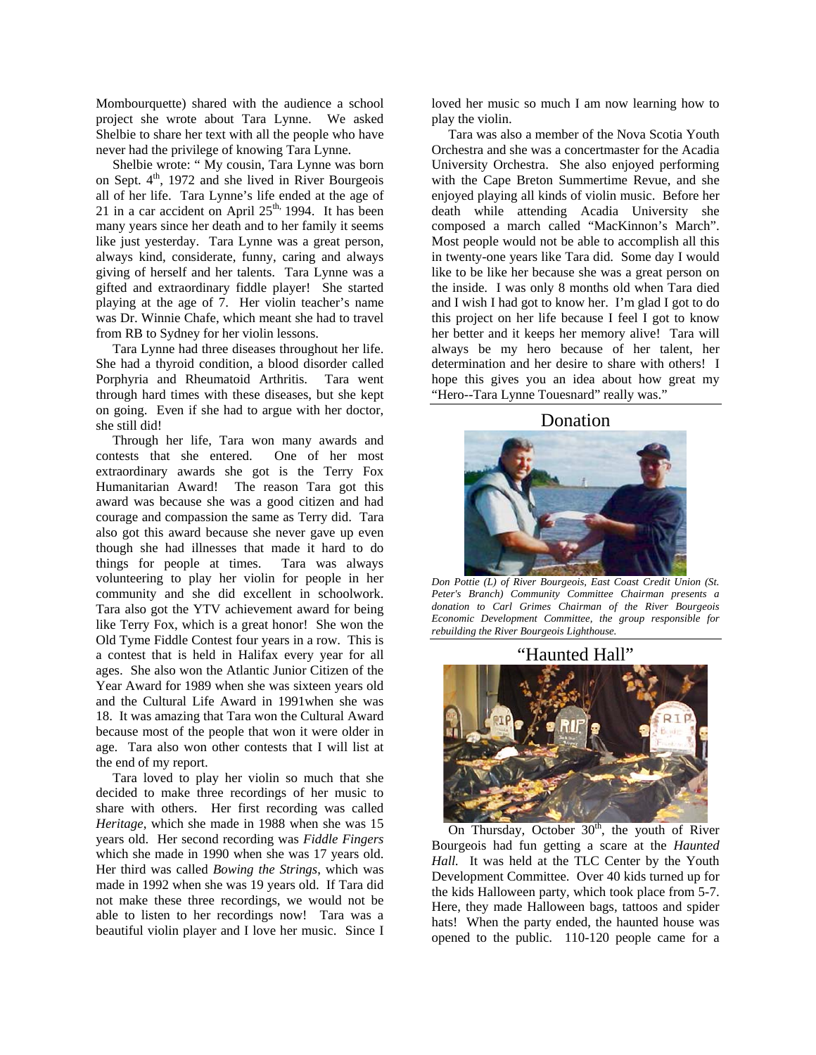Mombourquette) shared with the audience a school project she wrote about Tara Lynne. We asked Shelbie to share her text with all the people who have never had the privilege of knowing Tara Lynne.

Shelbie wrote: " My cousin, Tara Lynne was born on Sept. 4th, 1972 and she lived in River Bourgeois all of her life. Tara Lynne's life ended at the age of 21 in a car accident on April 25th, 1994. It has been many years since her death and to her family it seems like just yesterday. Tara Lynne was a great person, always kind, considerate, funny, caring and always giving of herself and her talents. Tara Lynne was a gifted and extraordinary fiddle player! She started playing at the age of 7. Her violin teacher's name was Dr. Winnie Chafe, which meant she had to travel from RB to Sydney for her violin lessons.

Tara Lynne had three diseases throughout her life. She had a thyroid condition, a blood disorder called Porphyria and Rheumatoid Arthritis. Tara went through hard times with these diseases, but she kept on going. Even if she had to argue with her doctor, she still did!

Through her life, Tara won many awards and contests that she entered. One of her most extraordinary awards she got is the Terry Fox Humanitarian Award! The reason Tara got this award was because she was a good citizen and had courage and compassion the same as Terry did. Tara also got this award because she never gave up even though she had illnesses that made it hard to do things for people at times. Tara was always volunteering to play her violin for people in her community and she did excellent in schoolwork. Tara also got the YTV achievement award for being like Terry Fox, which is a great honor! She won the Old Tyme Fiddle Contest four years in a row. This is a contest that is held in Halifax every year for all ages. She also won the Atlantic Junior Citizen of the Year Award for 1989 when she was sixteen years old and the Cultural Life Award in 1991when she was 18. It was amazing that Tara won the Cultural Award because most of the people that won it were older in age. Tara also won other contests that I will list at the end of my report.

Tara loved to play her violin so much that she decided to make three recordings of her music to share with others. Her first recording was called *Heritage*, which she made in 1988 when she was 15 years old. Her second recording was *Fiddle Fingers* which she made in 1990 when she was 17 years old. Her third was called *Bowing the Strings*, which was made in 1992 when she was 19 years old. If Tara did not make these three recordings, we would not be able to listen to her recordings now! Tara was a beautiful violin player and I love her music. Since I loved her music so much I am now learning how to play the violin.

Tara was also a member of the Nova Scotia Youth Orchestra and she was a concertmaster for the Acadia University Orchestra. She also enjoyed performing with the Cape Breton Summertime Revue, and she enjoyed playing all kinds of violin music. Before her death while attending Acadia University she composed a march called "MacKinnon's March". Most people would not be able to accomplish all this in twenty-one years like Tara did. Some day I would like to be like her because she was a great person on the inside. I was only 8 months old when Tara died and I wish I had got to know her. I'm glad I got to do this project on her life because I feel I got to know her better and it keeps her memory alive! Tara will always be my hero because of her talent, her determination and her desire to share with others! I hope this gives you an idea about how great my "Hero--Tara Lynne Touesnard" really was."

## Donation

*Don Pottie (L) of River Bourgeois, East Coast Credit Union (St. Peter's Branch) Community Committee Chairman presents a donation to Carl Grimes Chairman of the River Bourgeois Economic Development Committee, the group responsible for rebuilding the River Bourgeois Lighthouse.*

## "Haunted Hall"

On Thursday, October 30th, the youth of River Bourgeois had fun getting a scare at the *Haunted Hall.* It was held at the TLC Center by the Youth Development Committee. Over 40 kids turned up for the kids Halloween party, which took place from 5-7. Here, they made Halloween bags, tattoos and spider hats! When the party ended, the haunted house was opened to the public. 110-120 people came for a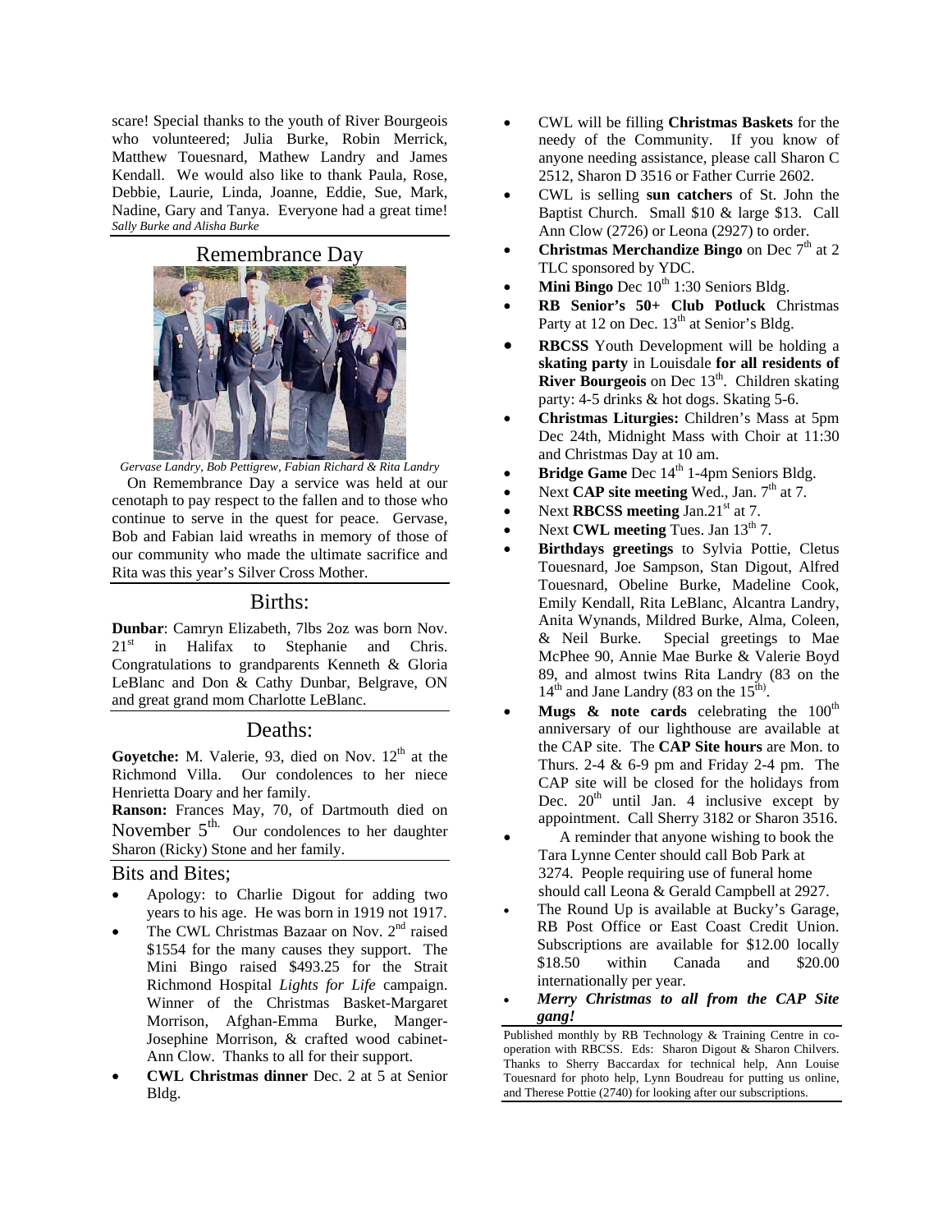scare! Special thanks to the youth of River Bourgeois who volunteered; Julia Burke, Robin Merrick, Matthew Touesnard, Mathew Landry and James Kendall. We would also like to thank Paula, Rose, Debbie, Laurie, Linda, Joanne, Eddie, Sue, Mark, Nadine, Gary and Tanya. Everyone had a great time!
*Sally Burke and Alisha Burke*

## Remembrance Day

*Gervase Landry, Bob Pettigrew, Fabian Richard & Rita Landry*

On Remembrance Day a service was held at our cenotaph to pay respect to the fallen and to those who continue to serve in the quest for peace. Gervase, Bob and Fabian laid wreaths in memory of those of our community who made the ultimate sacrifice and Rita was this year's Silver Cross Mother.

## Births:

**Dunbar**: Camryn Elizabeth, 7lbs 2oz was born Nov. 21st in Halifax to Stephanie and Chris. Congratulations to grandparents Kenneth & Gloria LeBlanc and Don & Cathy Dunbar, Belgrave, ON and great grand mom Charlotte LeBlanc.

## Deaths:

**Goyetche:** M. Valerie, 93, died on Nov. 12th at the Richmond Villa. Our condolences to her niece Henrietta Doary and her family.

**Ranson:** Frances May, 70, of Dartmouth died on November 5th. Our condolences to her daughter Sharon (Ricky) Stone and her family.

## Bits and Bites;

- Apology: to Charlie Digout for adding two years to his age. He was born in 1919 not 1917.
- The CWL Christmas Bazaar on Nov. 2nd raised $1554 for the many causes they support. The Mini Bingo raised $493.25 for the Strait Richmond Hospital *Lights for Life* campaign. Winner of the Christmas Basket-Margaret Morrison, Afghan-Emma Burke, Manger-Josephine Morrison, & crafted wood cabinet-Ann Clow. Thanks to all for their support.
- **CWL Christmas dinner** Dec. 2 at 5 at Senior Bldg.
- CWL will be filling **Christmas Baskets** for the needy of the Community. If you know of anyone needing assistance, please call Sharon C 2512, Sharon D 3516 or Father Currie 2602.
- CWL is selling **sun catchers** of St. John the Baptist Church. Small $10 & large $13. Call Ann Clow (2726) or Leona (2927) to order.
- **Christmas Merchandize Bingo** on Dec 7th at 2 TLC sponsored by YDC.
- **Mini Bingo** Dec 10th 1:30 Seniors Bldg.
- **RB Senior's 50+ Club Potluck** Christmas Party at 12 on Dec. 13th at Senior's Bldg.
- **RBCSS** Youth Development will be holding a **skating party** in Louisdale **for all residents of River Bourgeois** on Dec 13th. Children skating party: 4-5 drinks & hot dogs. Skating 5-6.
- **Christmas Liturgies:** Children's Mass at 5pm Dec 24th, Midnight Mass with Choir at 11:30 and Christmas Day at 10 am.
- **Bridge Game** Dec 14th 1-4pm Seniors Bldg.
- Next **CAP site meeting** Wed., Jan. 7th at 7.
- Next **RBCSS meeting** Jan.21st at 7.
- Next **CWL meeting** Tues. Jan 13th 7.
- **Birthdays greetings** to Sylvia Pottie, Cletus Touesnard, Joe Sampson, Stan Digout, Alfred Touesnard, Obeline Burke, Madeline Cook, Emily Kendall, Rita LeBlanc, Alcantra Landry, Anita Wynands, Mildred Burke, Alma, Coleen, & Neil Burke. Special greetings to Mae McPhee 90, Annie Mae Burke & Valerie Boyd 89, and almost twins Rita Landry (83 on the 14th and Jane Landry (83 on the 15th).
- **Mugs & note cards** celebrating the 100th anniversary of our lighthouse are available at the CAP site. The **CAP Site hours** are Mon. to Thurs. 2-4 & 6-9 pm and Friday 2-4 pm. The CAP site will be closed for the holidays from Dec. 20th until Jan. 4 inclusive except by appointment. Call Sherry 3182 or Sharon 3516.
- A reminder that anyone wishing to book the Tara Lynne Center should call Bob Park at 3274. People requiring use of funeral home should call Leona & Gerald Campbell at 2927.
- The Round Up is available at Bucky's Garage, RB Post Office or East Coast Credit Union. Subscriptions are available for $12.00 locally $18.50 within Canada and $20.00 internationally per year.
- ***Merry Christmas to all from the CAP Site gang!***

Published monthly by RB Technology & Training Centre in co-operation with RBCSS. Eds: Sharon Digout & Sharon Chilvers. Thanks to Sherry Baccardax for technical help, Ann Louise Touesnard for photo help, Lynn Boudreau for putting us online, and Therese Pottie (2740) for looking after our subscriptions.